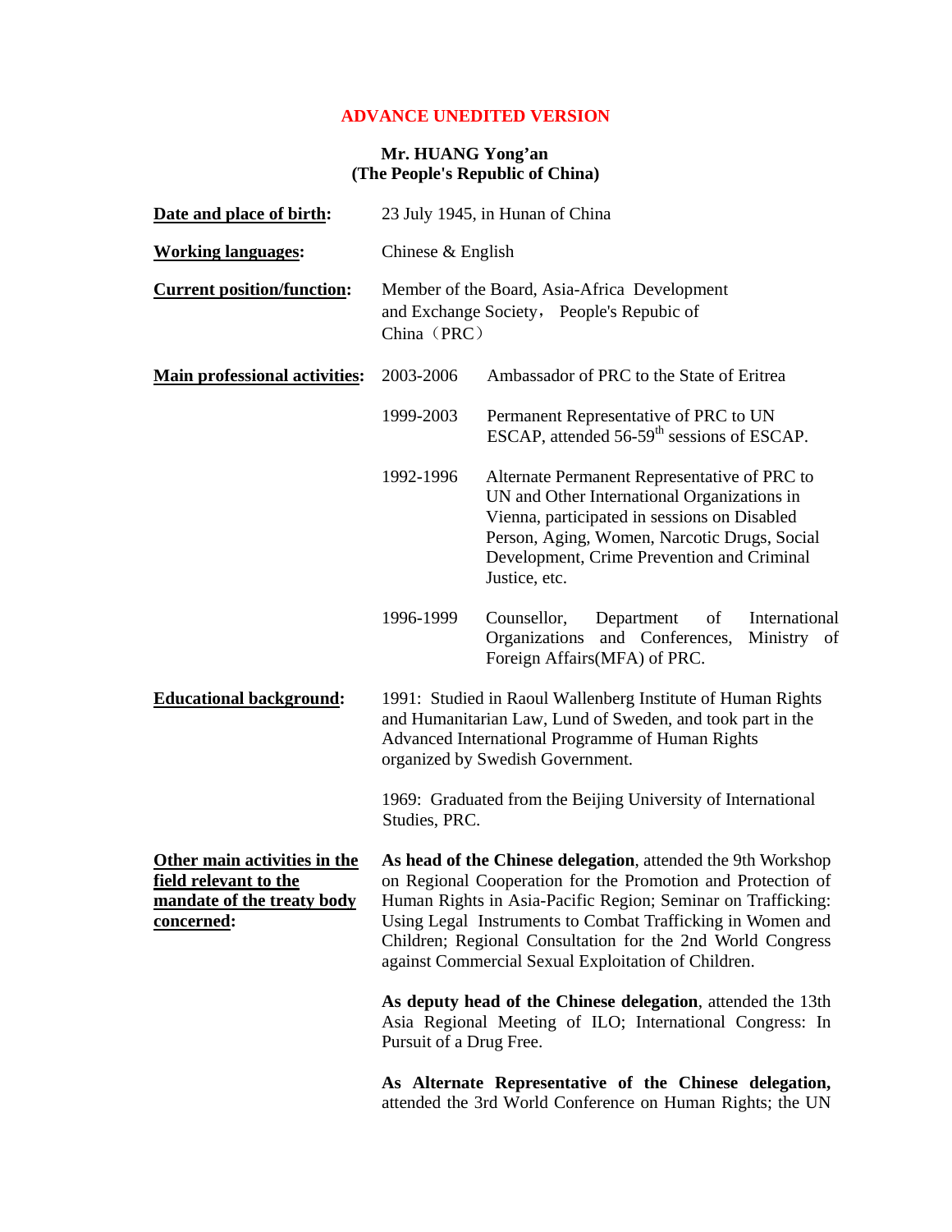**ADVANCE UNEDITED VERSION**

**Mr. HUANG Yong'an**
**(The People's Republic of China)**

**Date and place of birth:** 23 July 1945, in Hunan of China

**Working languages:** Chinese & English

**Current position/function:** Member of the Board, Asia-Africa Development and Exchange Society， People's Repubic of China（PRC）

**Main professional activities:**

| | |
|---|---|
| 2003-2006 | Ambassador of PRC to the State of Eritrea |
| 1999-2003 | Permanent Representative of PRC to UN ESCAP, attended 56-59th sessions of ESCAP. |
| 1992-1996 | Alternate Permanent Representative of PRC to UN and Other International Organizations in Vienna, participated in sessions on Disabled Person, Aging, Women, Narcotic Drugs, Social Development, Crime Prevention and Criminal Justice, etc. |
| 1996-1999 | Counsellor, Department of International Organizations and Conferences, Ministry of Foreign Affairs(MFA) of PRC. |

**Educational background:**

1991: Studied in Raoul Wallenberg Institute of Human Rights and Humanitarian Law, Lund of Sweden, and took part in the Advanced International Programme of Human Rights organized by Swedish Government.

1969: Graduated from the Beijing University of International Studies, PRC.

**Other main activities in the field relevant to the mandate of the treaty body concerned:**

**As head of the Chinese delegation**, attended the 9th Workshop on Regional Cooperation for the Promotion and Protection of Human Rights in Asia-Pacific Region; Seminar on Trafficking: Using Legal Instruments to Combat Trafficking in Women and Children; Regional Consultation for the 2nd World Congress against Commercial Sexual Exploitation of Children.

**As deputy head of the Chinese delegation**, attended the 13th Asia Regional Meeting of ILO; International Congress: In Pursuit of a Drug Free.

**As Alternate Representative of the Chinese delegation,** attended the 3rd World Conference on Human Rights; the UN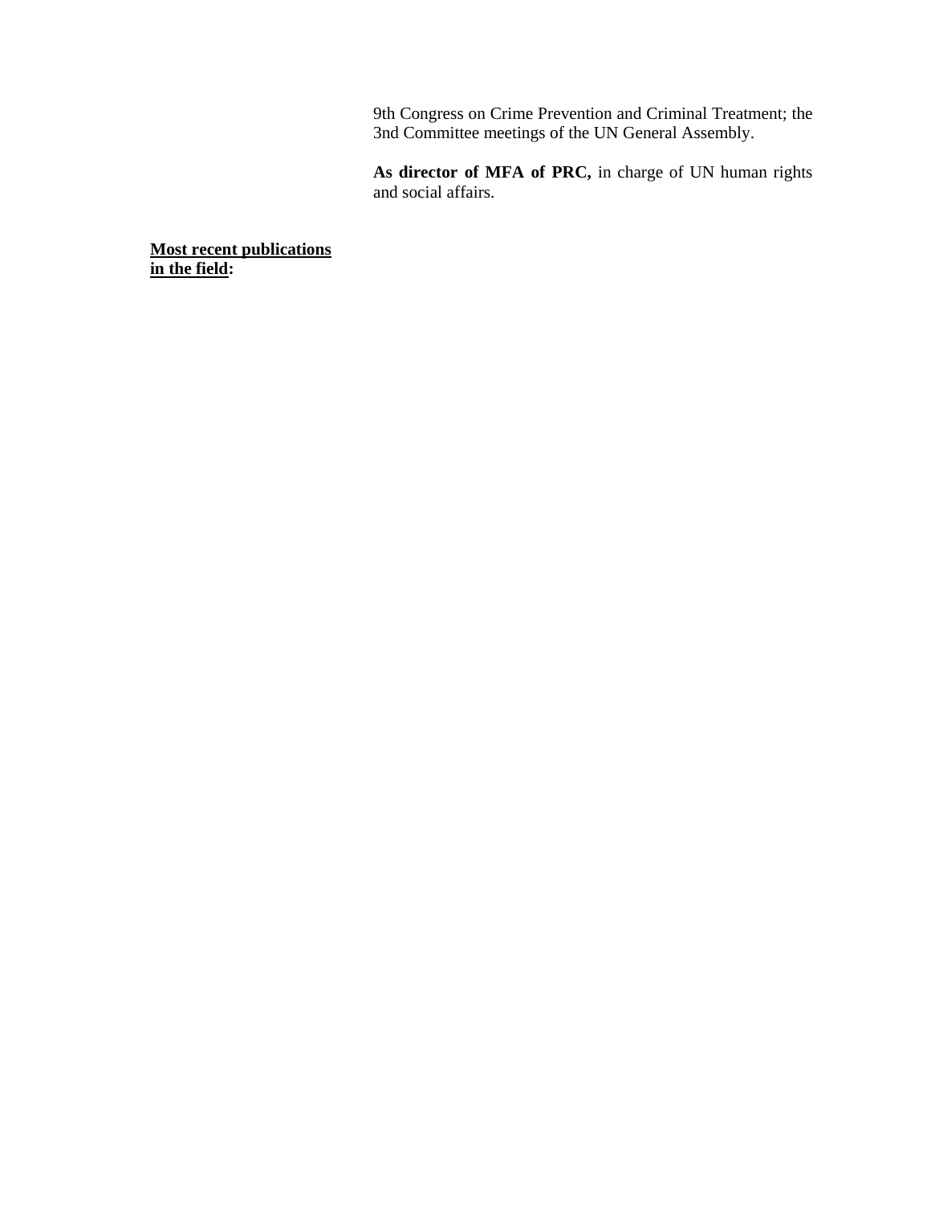9th Congress on Crime Prevention and Criminal Treatment; the 3nd Committee meetings of the UN General Assembly.

**As director of MFA of PRC,** in charge of UN human rights and social affairs.

**<u>Most recent publications in the field</u>:**